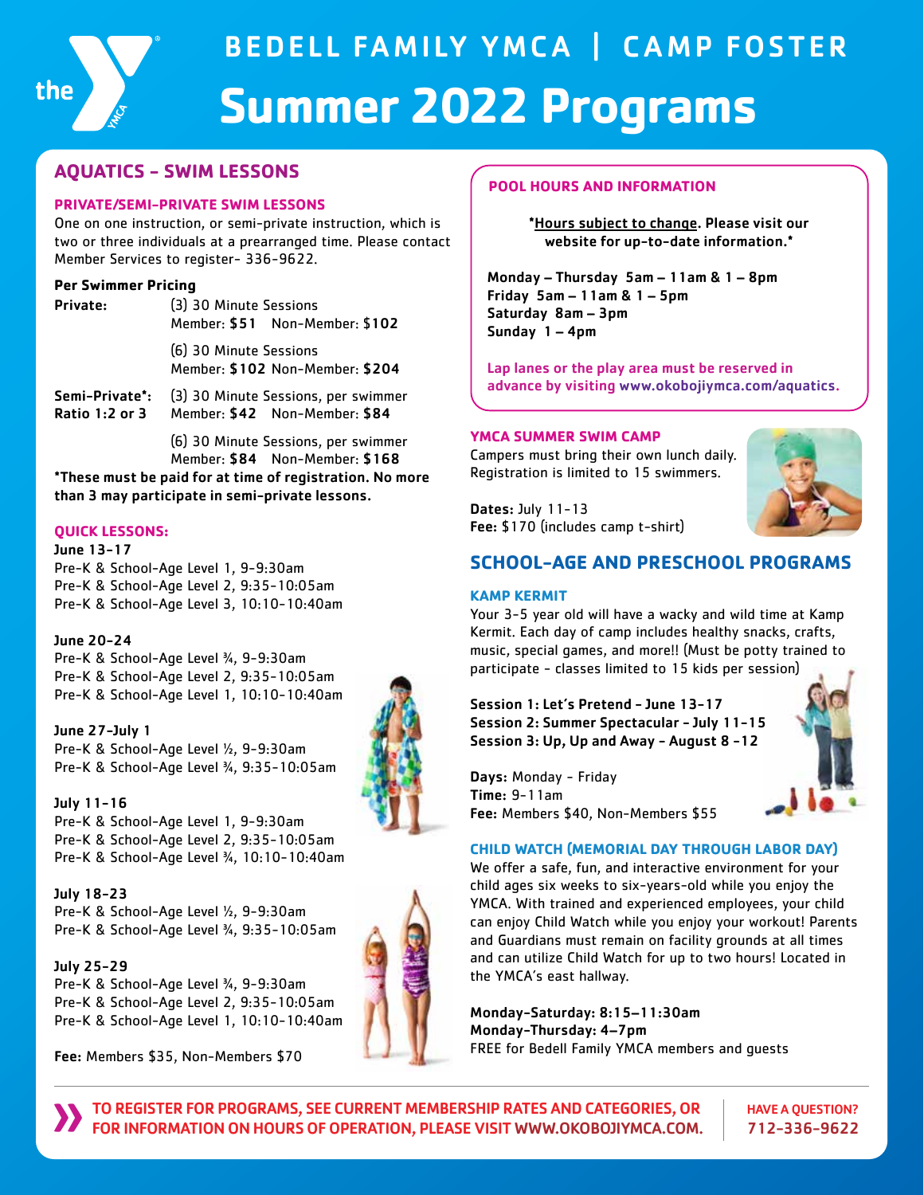# BEDELL FAMILY YMCA | CAMP FOSTER

# Summer 2022 Programs

## AQUATICS - SWIM LESSONS

### PRIVATE/SEMI-PRIVATE SWIM LESSONS

One on one instruction, or semi-private instruction, which is two or three individuals at a prearranged time. Please contact Member Services to register- 336-9622.

**Per Swimmer Pricing**

**Private:** (3) 30 Minute Sessions
Member: **$51** Non-Member: **$102**

(6) 30 Minute Sessions
Member: **$102** Non-Member: **$204**

**Semi-Private*:** (3) 30 Minute Sessions, per swimmer
**Ratio 1:2 or 3** Member: **$42** Non-Member: **$84**

(6) 30 Minute Sessions, per swimmer
Member: **$84** Non-Member: **$168**

***These must be paid for at time of registration. No more than 3 may participate in semi-private lessons.**

### QUICK LESSONS:

**June 13-17**
Pre-K & School-Age Level 1, 9-9:30am
Pre-K & School-Age Level 2, 9:35-10:05am
Pre-K & School-Age Level 3, 10:10-10:40am

**June 20-24**
Pre-K & School-Age Level ¾, 9-9:30am
Pre-K & School-Age Level 2, 9:35-10:05am
Pre-K & School-Age Level 1, 10:10-10:40am

**June 27-July 1**
Pre-K & School-Age Level ½, 9-9:30am
Pre-K & School-Age Level ¾, 9:35-10:05am

**July 11-16**
Pre-K & School-Age Level 1, 9-9:30am
Pre-K & School-Age Level 2, 9:35-10:05am
Pre-K & School-Age Level ¾, 10:10-10:40am

**July 18-23**
Pre-K & School-Age Level ½, 9-9:30am
Pre-K & School-Age Level ¾, 9:35-10:05am

**July 25-29**
Pre-K & School-Age Level ¾, 9-9:30am
Pre-K & School-Age Level 2, 9:35-10:05am
Pre-K & School-Age Level 1, 10:10-10:40am

**Fee:** Members $35, Non-Members $70

### POOL HOURS AND INFORMATION

***Hours subject to change**. Please visit our website for up-to-date information.*

**Monday – Thursday 5am – 11am & 1 – 8pm**
**Friday 5am – 11am & 1 – 5pm**
**Saturday 8am – 3pm**
**Sunday 1 – 4pm**

Lap lanes or the play area must be reserved in advance by visiting **www.okobojiymca.com/aquatics.**

### YMCA SUMMER SWIM CAMP

Campers must bring their own lunch daily. Registration is limited to 15 swimmers.

**Dates:** July 11-13
**Fee:** $170 (includes camp t-shirt)

## SCHOOL-AGE AND PRESCHOOL PROGRAMS

### KAMP KERMIT

Your 3-5 year old will have a wacky and wild time at Kamp Kermit. Each day of camp includes healthy snacks, crafts, music, special games, and more!! (Must be potty trained to participate - classes limited to 15 kids per session)

**Session 1: Let's Pretend - June 13-17**
**Session 2: Summer Spectacular - July 11-15**
**Session 3: Up, Up and Away - August 8 -12**

**Days:** Monday - Friday
**Time:** 9-11am
**Fee:** Members $40, Non-Members $55

### CHILD WATCH (MEMORIAL DAY THROUGH LABOR DAY)

We offer a safe, fun, and interactive environment for your child ages six weeks to six-years-old while you enjoy the YMCA. With trained and experienced employees, your child can enjoy Child Watch while you enjoy your workout! Parents and Guardians must remain on facility grounds at all times and can utilize Child Watch for up to two hours! Located in the YMCA's east hallway.

**Monday-Saturday: 8:15–11:30am**
**Monday-Thursday: 4–7pm**
FREE for Bedell Family YMCA members and guests

**TO REGISTER FOR PROGRAMS, SEE CURRENT MEMBERSHIP RATES AND CATEGORIES, OR FOR INFORMATION ON HOURS OF OPERATION, PLEASE VISIT WWW.OKOBOJIYMCA.COM.**

**HAVE A QUESTION? 712-336-9622**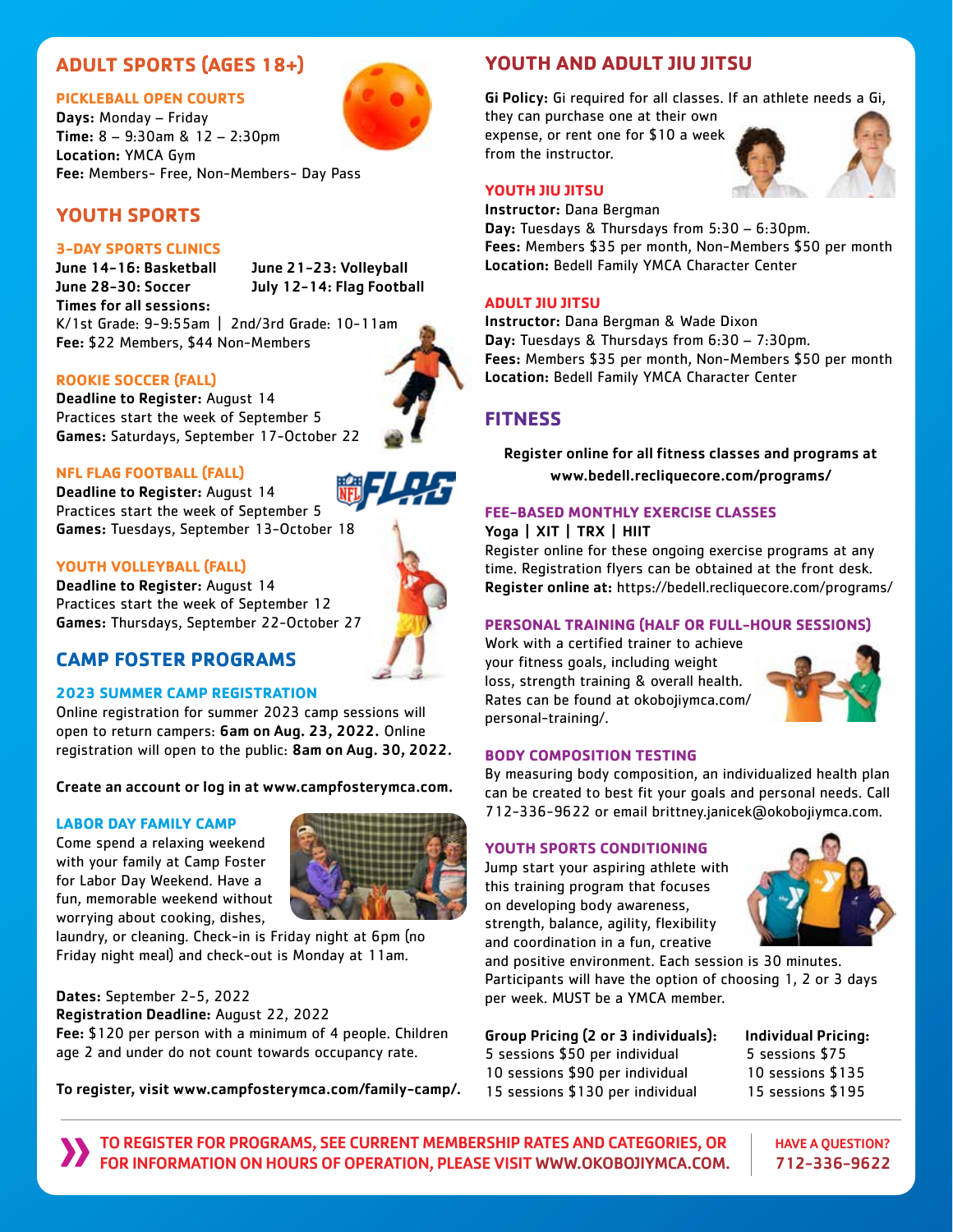## ADULT SPORTS (AGES 18+)

### PICKLEBALL OPEN COURTS

**Days:** Monday – Friday
**Time:** 8 – 9:30am & 12 – 2:30pm
**Location:** YMCA Gym
**Fee:** Members- Free, Non-Members- Day Pass

## YOUTH SPORTS

### 3-DAY SPORTS CLINICS

**June 14-16: Basketball**
**June 21-23: Volleyball**
**June 28-30: Soccer**
**July 12-14: Flag Football**
**Times for all sessions:**
K/1st Grade: 9-9:55am | 2nd/3rd Grade: 10-11am
**Fee:** $22 Members, $44 Non-Members

### ROOKIE SOCCER (FALL)

**Deadline to Register:** August 14
Practices start the week of September 5
**Games:** Saturdays, September 17-October 22

### NFL FLAG FOOTBALL (FALL)

**Deadline to Register:** August 14
Practices start the week of September 5
**Games:** Tuesdays, September 13-October 18

### YOUTH VOLLEYBALL (FALL)

**Deadline to Register:** August 14
Practices start the week of September 12
**Games:** Thursdays, September 22-October 27

## CAMP FOSTER PROGRAMS

### 2023 SUMMER CAMP REGISTRATION

Online registration for summer 2023 camp sessions will open to return campers: **6am on Aug. 23, 2022.** Online registration will open to the public: **8am on Aug. 30, 2022.**

**Create an account or log in at www.campfosterymca.com.**

### LABOR DAY FAMILY CAMP

Come spend a relaxing weekend with your family at Camp Foster for Labor Day Weekend. Have a fun, memorable weekend without worrying about cooking, dishes, laundry, or cleaning. Check-in is Friday night at 6pm (no Friday night meal) and check-out is Monday at 11am.

**Dates:** September 2-5, 2022
**Registration Deadline:** August 22, 2022
**Fee:** $120 per person with a minimum of 4 people. Children age 2 and under do not count towards occupancy rate.

**To register, visit www.campfosterymca.com/family-camp/.**

## YOUTH AND ADULT JIU JITSU

**Gi Policy:** Gi required for all classes. If an athlete needs a Gi, they can purchase one at their own expense, or rent one for $10 a week from the instructor.

### YOUTH JIU JITSU

**Instructor:** Dana Bergman
**Day:** Tuesdays & Thursdays from 5:30 – 6:30pm.
**Fees:** Members $35 per month, Non-Members $50 per month
**Location:** Bedell Family YMCA Character Center

### ADULT JIU JITSU

**Instructor:** Dana Bergman & Wade Dixon
**Day:** Tuesdays & Thursdays from 6:30 – 7:30pm.
**Fees:** Members $35 per month, Non-Members $50 per month
**Location:** Bedell Family YMCA Character Center

## FITNESS

**Register online for all fitness classes and programs at www.bedell.recliquecore.com/programs/**

### FEE-BASED MONTHLY EXERCISE CLASSES

**Yoga | XIT | TRX | HIIT**
Register online for these ongoing exercise programs at any time. Registration flyers can be obtained at the front desk.
**Register online at:** https://bedell.recliquecore.com/programs/

### PERSONAL TRAINING (HALF OR FULL-HOUR SESSIONS)

Work with a certified trainer to achieve your fitness goals, including weight loss, strength training & overall health. Rates can be found at okobojiymca.com/personal-training/.

### BODY COMPOSITION TESTING

By measuring body composition, an individualized health plan can be created to best fit your goals and personal needs. Call 712-336-9622 or email brittney.janicek@okobojiymca.com.

### YOUTH SPORTS CONDITIONING

Jump start your aspiring athlete with this training program that focuses on developing body awareness, strength, balance, agility, flexibility and coordination in a fun, creative and positive environment. Each session is 30 minutes. Participants will have the option of choosing 1, 2 or 3 days per week. MUST be a YMCA member.

| Group Pricing (2 or 3 individuals): | Individual Pricing: |
|---|---|
| 5 sessions $50 per individual | 5 sessions $75 |
| 10 sessions $90 per individual | 10 sessions $135 |
| 15 sessions $130 per individual | 15 sessions $195 |

TO REGISTER FOR PROGRAMS, SEE CURRENT MEMBERSHIP RATES AND CATEGORIES, OR FOR INFORMATION ON HOURS OF OPERATION, PLEASE VISIT WWW.OKOBOJIYMCA.COM.

HAVE A QUESTION? 712-336-9622